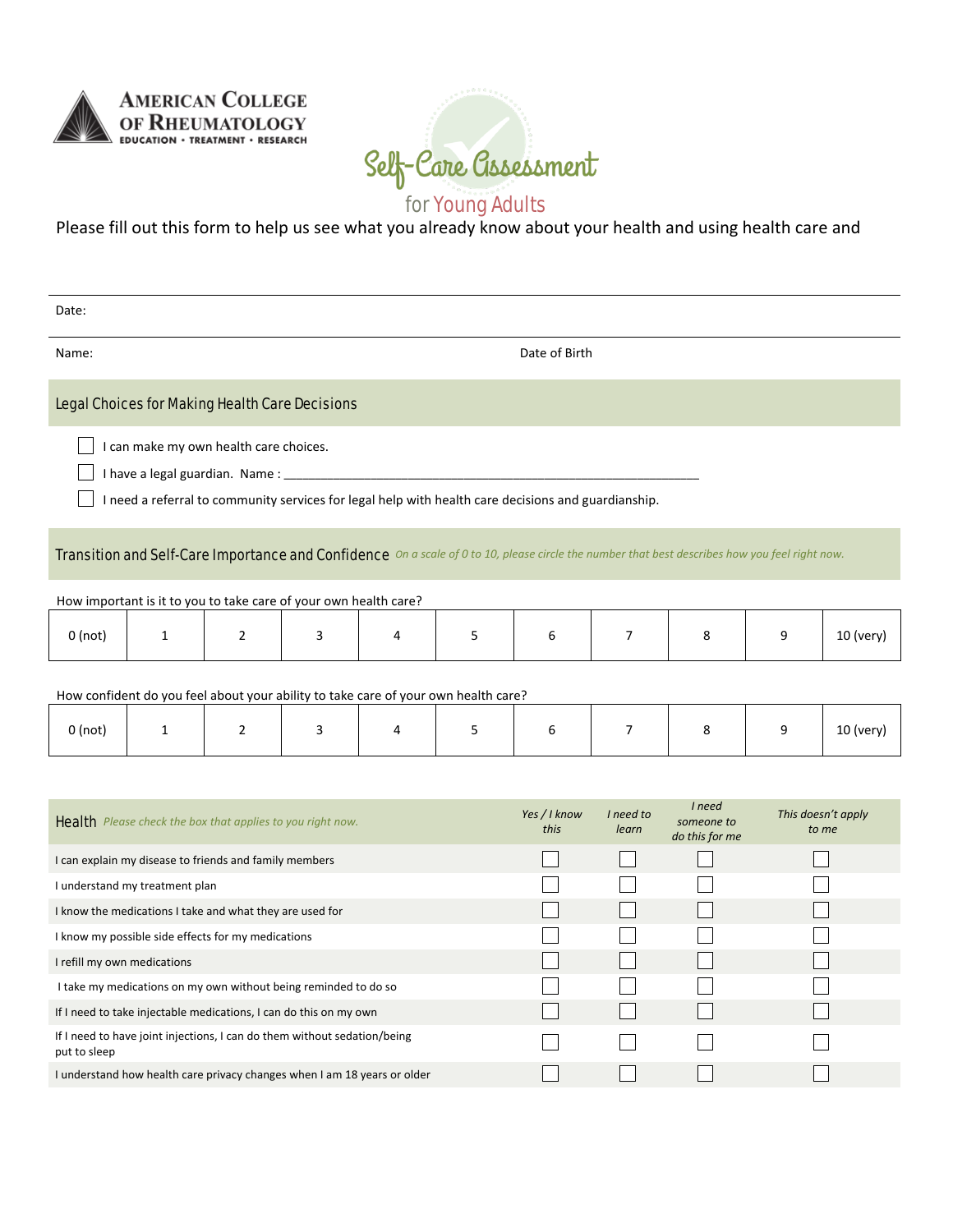AMERICAN COLLEGE OF RHEUMATOLOGY
EDUCATION • TREATMENT • RESEARCH

# Self-Care Assessment for Young Adults

Please fill out this form to help us see what you already know about your health and using health care and

Date:

Name: Date of Birth

## Legal Choices for Making Health Care Decisions

- ☐ I can make my own health care choices.
- ☐ I have a legal guardian. Name : ______________________________________________________________
- ☐ I need a referral to community services for legal help with health care decisions and guardianship.

## Transition and Self-Care Importance and Confidence

*On a scale of 0 to 10, please circle the number that best describes how you feel right now.*

How important is it to you to take care of your own health care?

| 0 (not) | 1 | 2 | 3 | 4 | 5 | 6 | 7 | 8 | 9 | 10 (very) |
|---|---|---|---|---|---|---|---|---|---|---|

How confident do you feel about your ability to take care of your own health care?

| 0 (not) | 1 | 2 | 3 | 4 | 5 | 6 | 7 | 8 | 9 | 10 (very) |
|---|---|---|---|---|---|---|---|---|---|---|

## Health

*Please check the box that applies to you right now.*

| Health | *Yes / I know this* | *I need to learn* | *I need someone to do this for me* | *This doesn't apply to me* |
|---|---|---|---|---|
| I can explain my disease to friends and family members | ☐ | ☐ | ☐ | ☐ |
| I understand my treatment plan | ☐ | ☐ | ☐ | ☐ |
| I know the medications I take and what they are used for | ☐ | ☐ | ☐ | ☐ |
| I know my possible side effects for my medications | ☐ | ☐ | ☐ | ☐ |
| I refill my own medications | ☐ | ☐ | ☐ | ☐ |
| I take my medications on my own without being reminded to do so | ☐ | ☐ | ☐ | ☐ |
| If I need to take injectable medications, I can do this on my own | ☐ | ☐ | ☐ | ☐ |
| If I need to have joint injections, I can do them without sedation/being put to sleep | ☐ | ☐ | ☐ | ☐ |
| I understand how health care privacy changes when I am 18 years or older | ☐ | ☐ | ☐ | ☐ |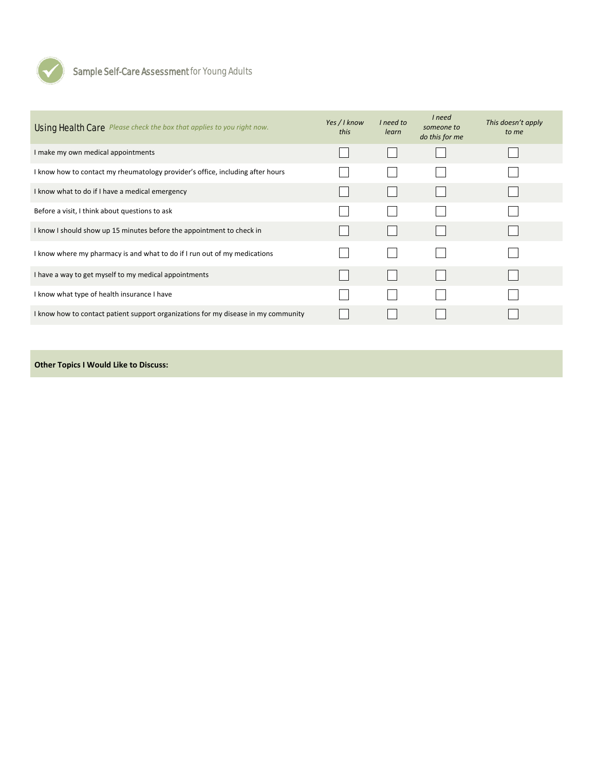## Sample Self-Care Assessment for Young Adults

| Using Health Care *Please check the box that applies to you right now.* | *Yes / I know this* | *I need to learn* | *I need someone to do this for me* | *This doesn't apply to me* |
|---|---|---|---|---|
| I make my own medical appointments | ☐ | ☐ | ☐ | ☐ |
| I know how to contact my rheumatology provider's office, including after hours | ☐ | ☐ | ☐ | ☐ |
| I know what to do if I have a medical emergency | ☐ | ☐ | ☐ | ☐ |
| Before a visit, I think about questions to ask | ☐ | ☐ | ☐ | ☐ |
| I know I should show up 15 minutes before the appointment to check in | ☐ | ☐ | ☐ | ☐ |
| I know where my pharmacy is and what to do if I run out of my medications | ☐ | ☐ | ☐ | ☐ |
| I have a way to get myself to my medical appointments | ☐ | ☐ | ☐ | ☐ |
| I know what type of health insurance I have | ☐ | ☐ | ☐ | ☐ |
| I know how to contact patient support organizations for my disease in my community | ☐ | ☐ | ☐ | ☐ |

**Other Topics I Would Like to Discuss:**